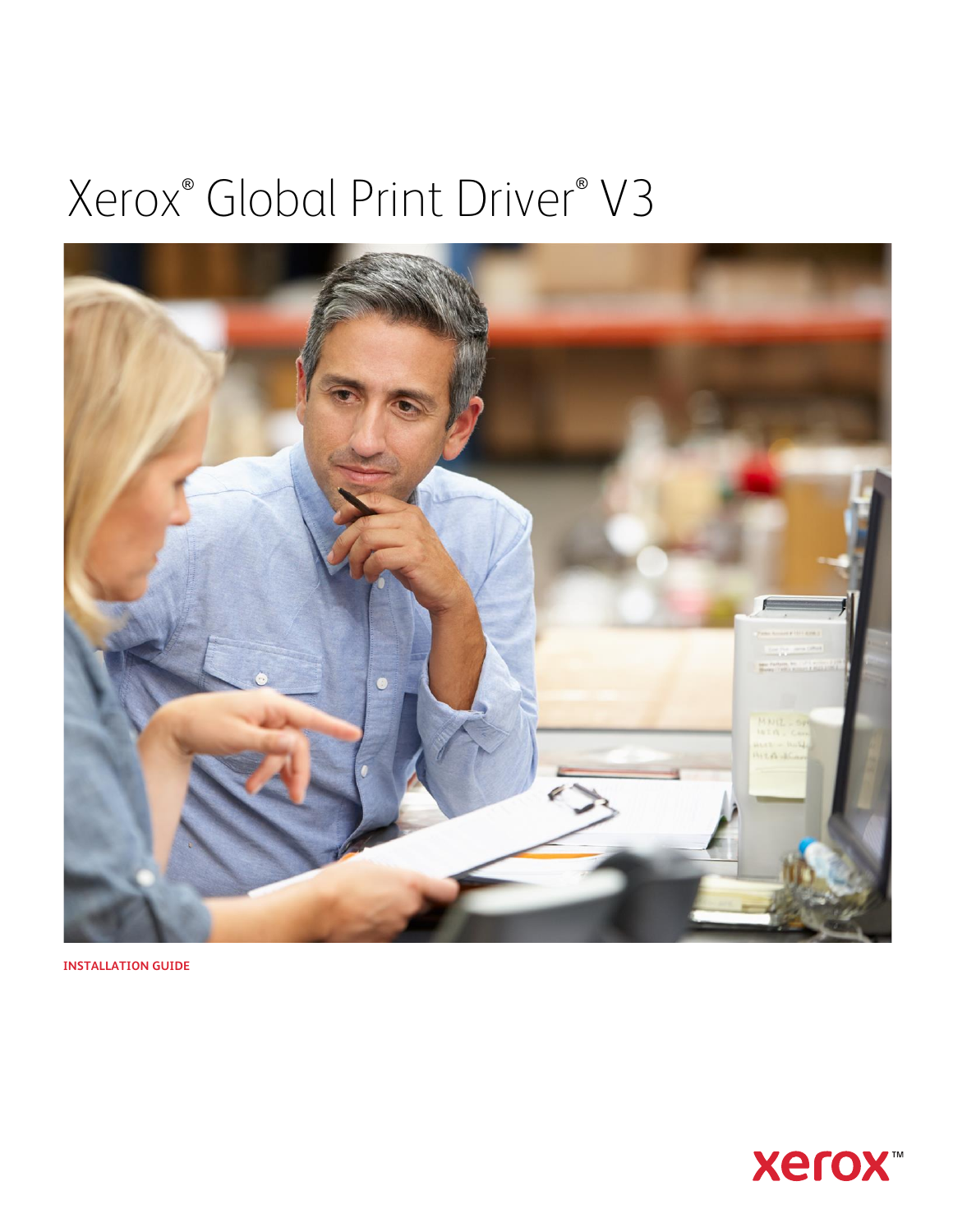# Xerox® Global Print Driver® V3

INSTALLATION GUIDE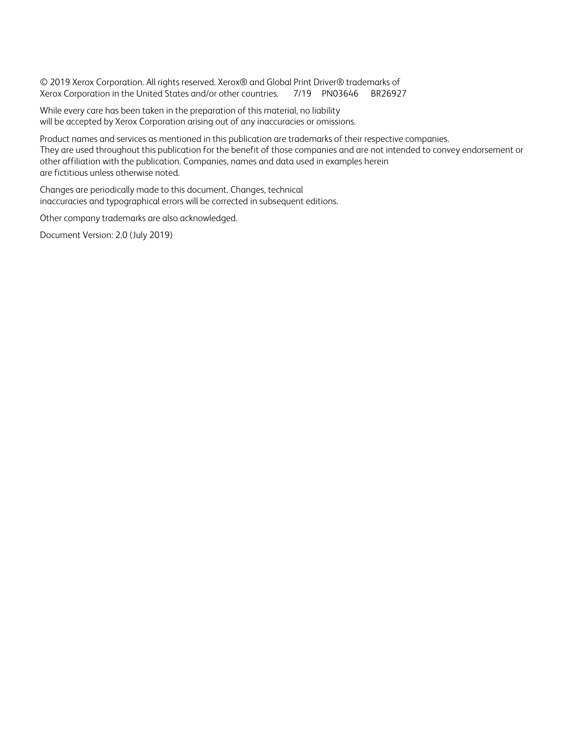© 2019 Xerox Corporation. All rights reserved. Xerox® and Global Print Driver® trademarks of Xerox Corporation in the United States and/or other countries. 7/19 PN03646 BR26927

While every care has been taken in the preparation of this material, no liability will be accepted by Xerox Corporation arising out of any inaccuracies or omissions.

Product names and services as mentioned in this publication are trademarks of their respective companies. They are used throughout this publication for the benefit of those companies and are not intended to convey endorsement or other affiliation with the publication. Companies, names and data used in examples herein are fictitious unless otherwise noted.

Changes are periodically made to this document. Changes, technical inaccuracies and typographical errors will be corrected in subsequent editions.

Other company trademarks are also acknowledged.

Document Version: 2.0 (July 2019)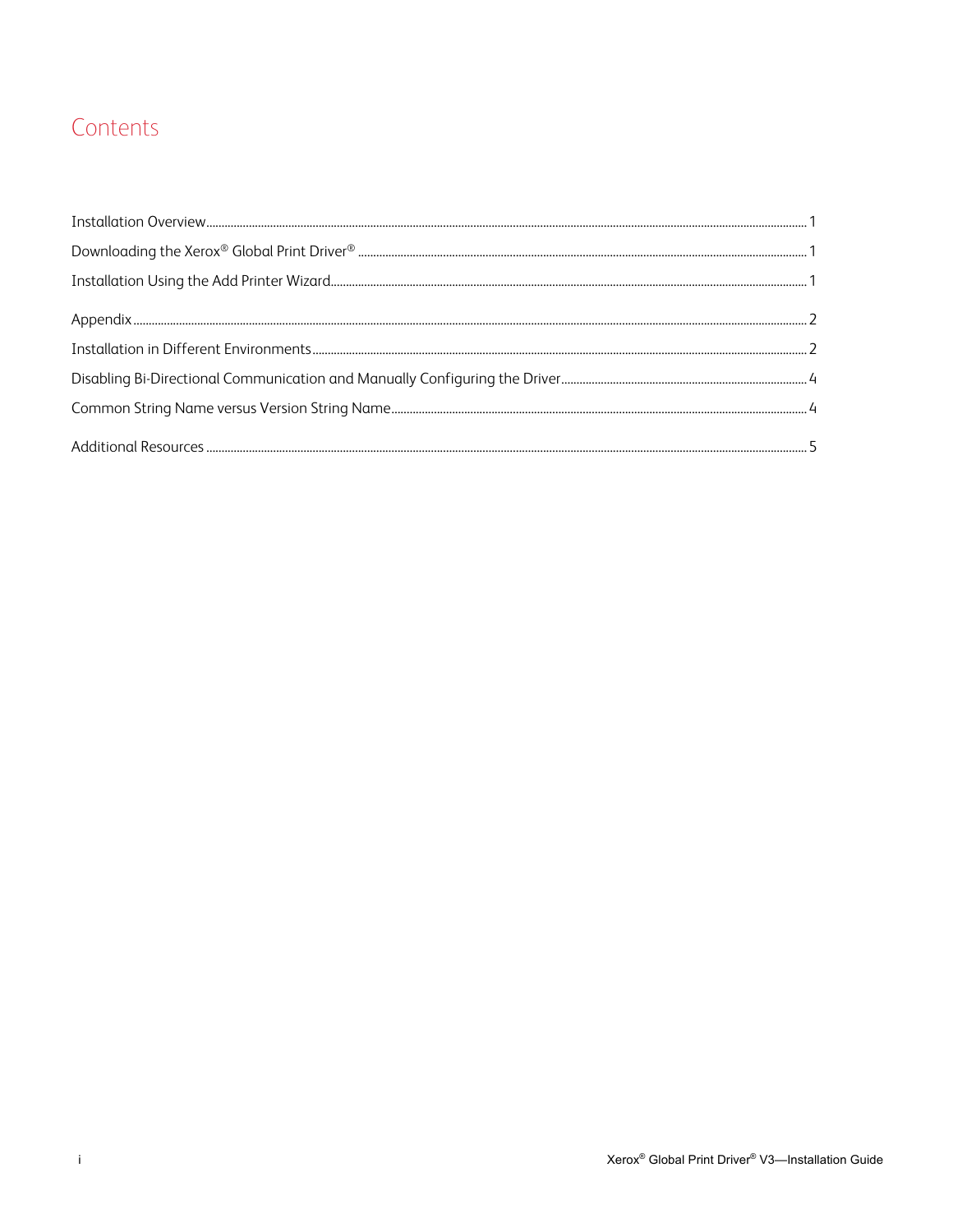# Contents

Installation Overview ........................................................................................................ 1

Downloading the Xerox® Global Print Driver® ........................................................................ 1

Installation Using the Add Printer Wizard ............................................................................... 1

Appendix .............................................................................................................................. 2

Installation in Different Environments .................................................................................... 2

Disabling Bi-Directional Communication and Manually Configuring the Driver ......................... 4

Common String Name versus Version String Name ................................................................. 4

Additional Resources ............................................................................................................ 5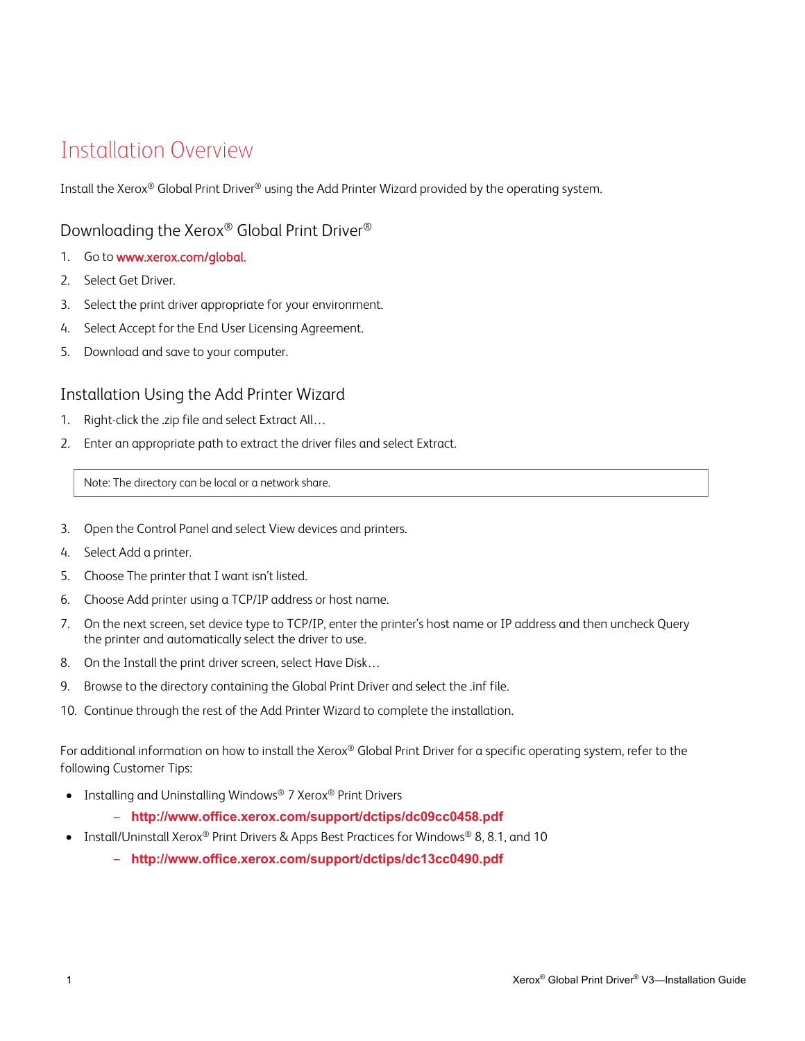# Installation Overview

Install the Xerox® Global Print Driver® using the Add Printer Wizard provided by the operating system.

## Downloading the Xerox® Global Print Driver®

1. Go to www.xerox.com/global.
2. Select Get Driver.
3. Select the print driver appropriate for your environment.
4. Select Accept for the End User Licensing Agreement.
5. Download and save to your computer.

## Installation Using the Add Printer Wizard

1. Right-click the .zip file and select Extract All…
2. Enter an appropriate path to extract the driver files and select Extract.

> Note: The directory can be local or a network share.

3. Open the Control Panel and select View devices and printers.
4. Select Add a printer.
5. Choose The printer that I want isn't listed.
6. Choose Add printer using a TCP/IP address or host name.
7. On the next screen, set device type to TCP/IP, enter the printer's host name or IP address and then uncheck Query the printer and automatically select the driver to use.
8. On the Install the print driver screen, select Have Disk…
9. Browse to the directory containing the Global Print Driver and select the .inf file.
10. Continue through the rest of the Add Printer Wizard to complete the installation.

For additional information on how to install the Xerox® Global Print Driver for a specific operating system, refer to the following Customer Tips:

- Installing and Uninstalling Windows® 7 Xerox® Print Drivers
  - **http://www.office.xerox.com/support/dctips/dc09cc0458.pdf**
- Install/Uninstall Xerox® Print Drivers & Apps Best Practices for Windows® 8, 8.1, and 10
  - **http://www.office.xerox.com/support/dctips/dc13cc0490.pdf**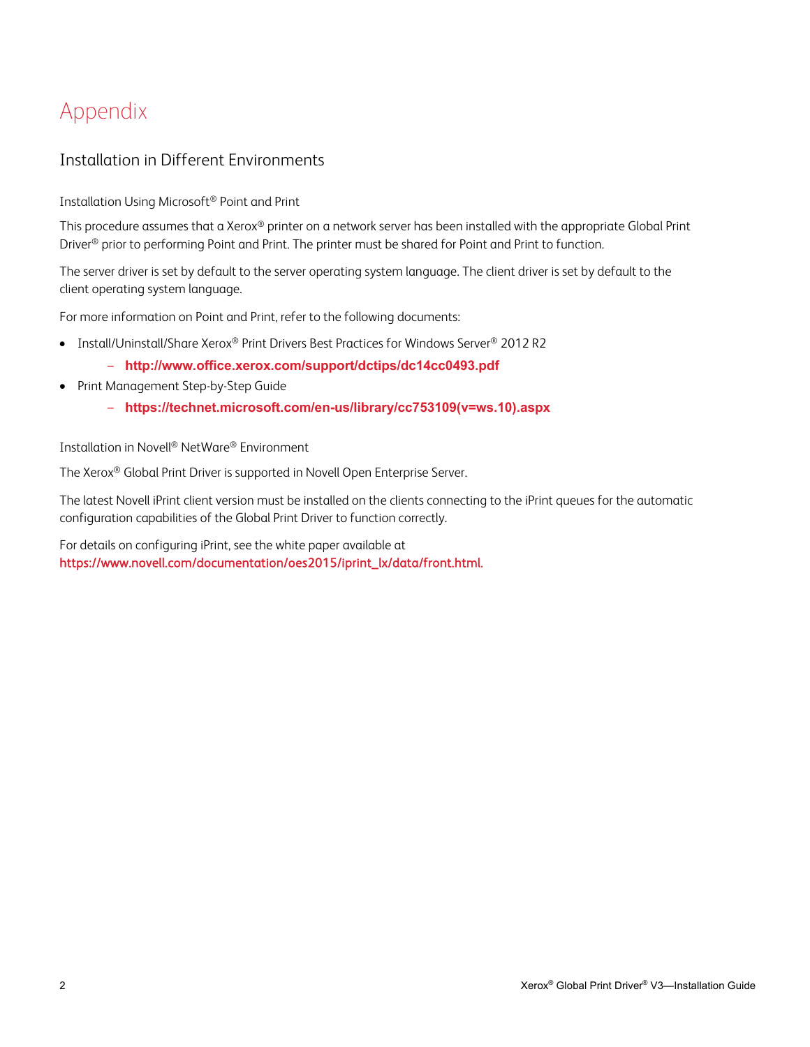# Appendix

## Installation in Different Environments

### Installation Using Microsoft® Point and Print

This procedure assumes that a Xerox® printer on a network server has been installed with the appropriate Global Print Driver® prior to performing Point and Print. The printer must be shared for Point and Print to function.

The server driver is set by default to the server operating system language. The client driver is set by default to the client operating system language.

For more information on Point and Print, refer to the following documents:

- Install/Uninstall/Share Xerox® Print Drivers Best Practices for Windows Server® 2012 R2
  - **http://www.office.xerox.com/support/dctips/dc14cc0493.pdf**
- Print Management Step-by-Step Guide
  - **https://technet.microsoft.com/en-us/library/cc753109(v=ws.10).aspx**

### Installation in Novell® NetWare® Environment

The Xerox® Global Print Driver is supported in Novell Open Enterprise Server.

The latest Novell iPrint client version must be installed on the clients connecting to the iPrint queues for the automatic configuration capabilities of the Global Print Driver to function correctly.

For details on configuring iPrint, see the white paper available at https://www.novell.com/documentation/oes2015/iprint_lx/data/front.html.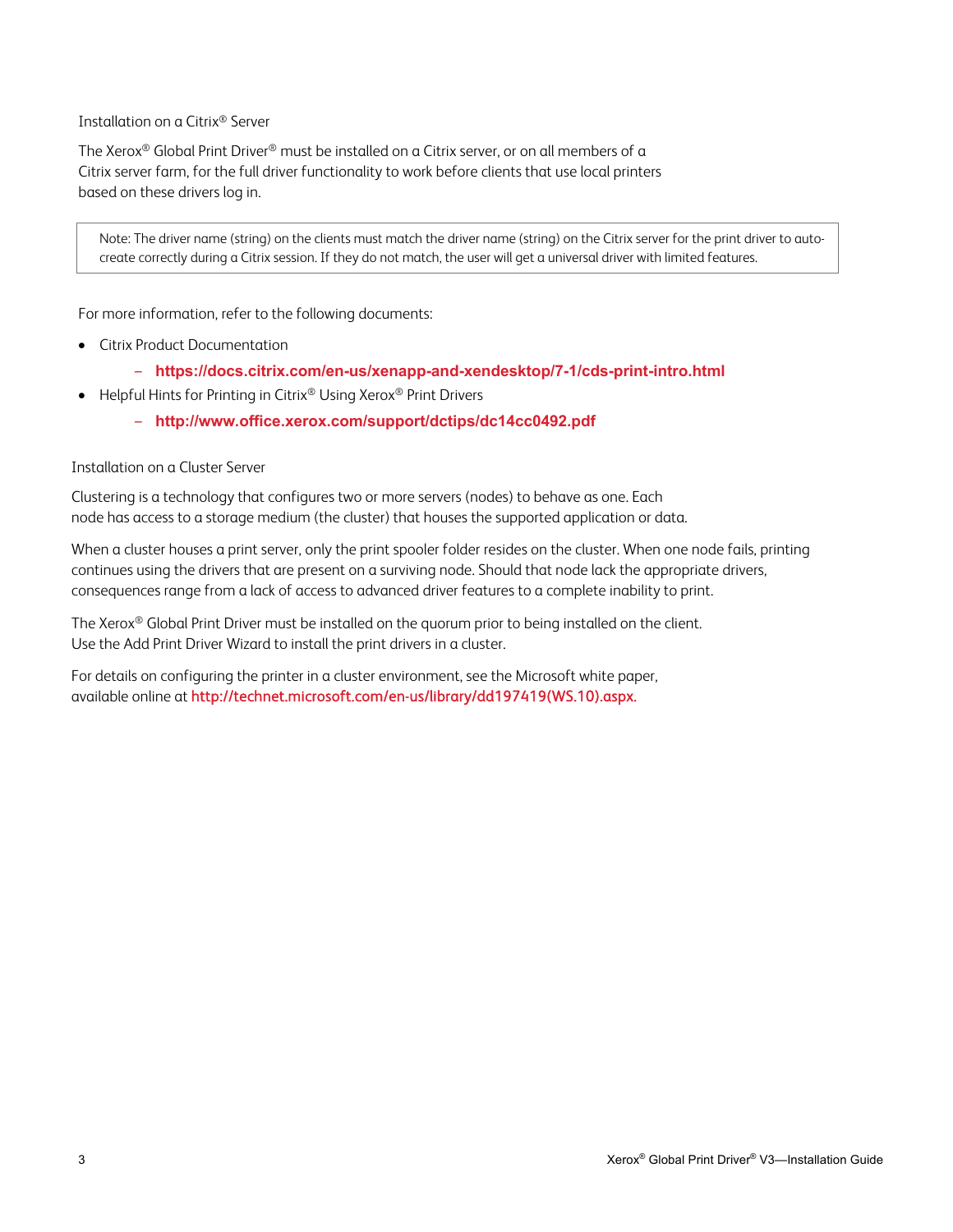### Installation on a Citrix® Server

The Xerox® Global Print Driver® must be installed on a Citrix server, or on all members of a Citrix server farm, for the full driver functionality to work before clients that use local printers based on these drivers log in.

> Note: The driver name (string) on the clients must match the driver name (string) on the Citrix server for the print driver to auto-create correctly during a Citrix session. If they do not match, the user will get a universal driver with limited features.

For more information, refer to the following documents:

- Citrix Product Documentation
  - **https://docs.citrix.com/en-us/xenapp-and-xendesktop/7-1/cds-print-intro.html**
- Helpful Hints for Printing in Citrix® Using Xerox® Print Drivers
  - **http://www.office.xerox.com/support/dctips/dc14cc0492.pdf**

### Installation on a Cluster Server

Clustering is a technology that configures two or more servers (nodes) to behave as one. Each node has access to a storage medium (the cluster) that houses the supported application or data.

When a cluster houses a print server, only the print spooler folder resides on the cluster. When one node fails, printing continues using the drivers that are present on a surviving node. Should that node lack the appropriate drivers, consequences range from a lack of access to advanced driver features to a complete inability to print.

The Xerox® Global Print Driver must be installed on the quorum prior to being installed on the client. Use the Add Print Driver Wizard to install the print drivers in a cluster.

For details on configuring the printer in a cluster environment, see the Microsoft white paper, available online at http://technet.microsoft.com/en-us/library/dd197419(WS.10).aspx.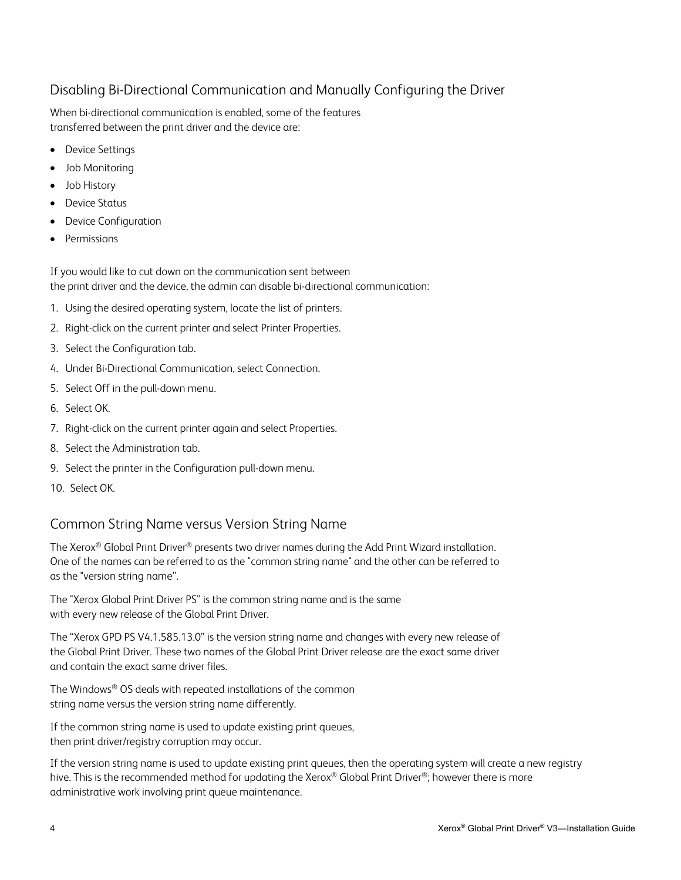## Disabling Bi-Directional Communication and Manually Configuring the Driver

When bi-directional communication is enabled, some of the features transferred between the print driver and the device are:

- Device Settings
- Job Monitoring
- Job History
- Device Status
- Device Configuration
- Permissions

If you would like to cut down on the communication sent between the print driver and the device, the admin can disable bi-directional communication:

1. Using the desired operating system, locate the list of printers.
2. Right-click on the current printer and select Printer Properties.
3. Select the Configuration tab.
4. Under Bi-Directional Communication, select Connection.
5. Select Off in the pull-down menu.
6. Select OK.
7. Right-click on the current printer again and select Properties.
8. Select the Administration tab.
9. Select the printer in the Configuration pull-down menu.
10. Select OK.

## Common String Name versus Version String Name

The Xerox® Global Print Driver® presents two driver names during the Add Print Wizard installation. One of the names can be referred to as the "common string name" and the other can be referred to as the "version string name".

The "Xerox Global Print Driver PS" is the common string name and is the same with every new release of the Global Print Driver.

The "Xerox GPD PS V4.1.585.13.0" is the version string name and changes with every new release of the Global Print Driver. These two names of the Global Print Driver release are the exact same driver and contain the exact same driver files.

The Windows® OS deals with repeated installations of the common string name versus the version string name differently.

If the common string name is used to update existing print queues, then print driver/registry corruption may occur.

If the version string name is used to update existing print queues, then the operating system will create a new registry hive. This is the recommended method for updating the Xerox® Global Print Driver®; however there is more administrative work involving print queue maintenance.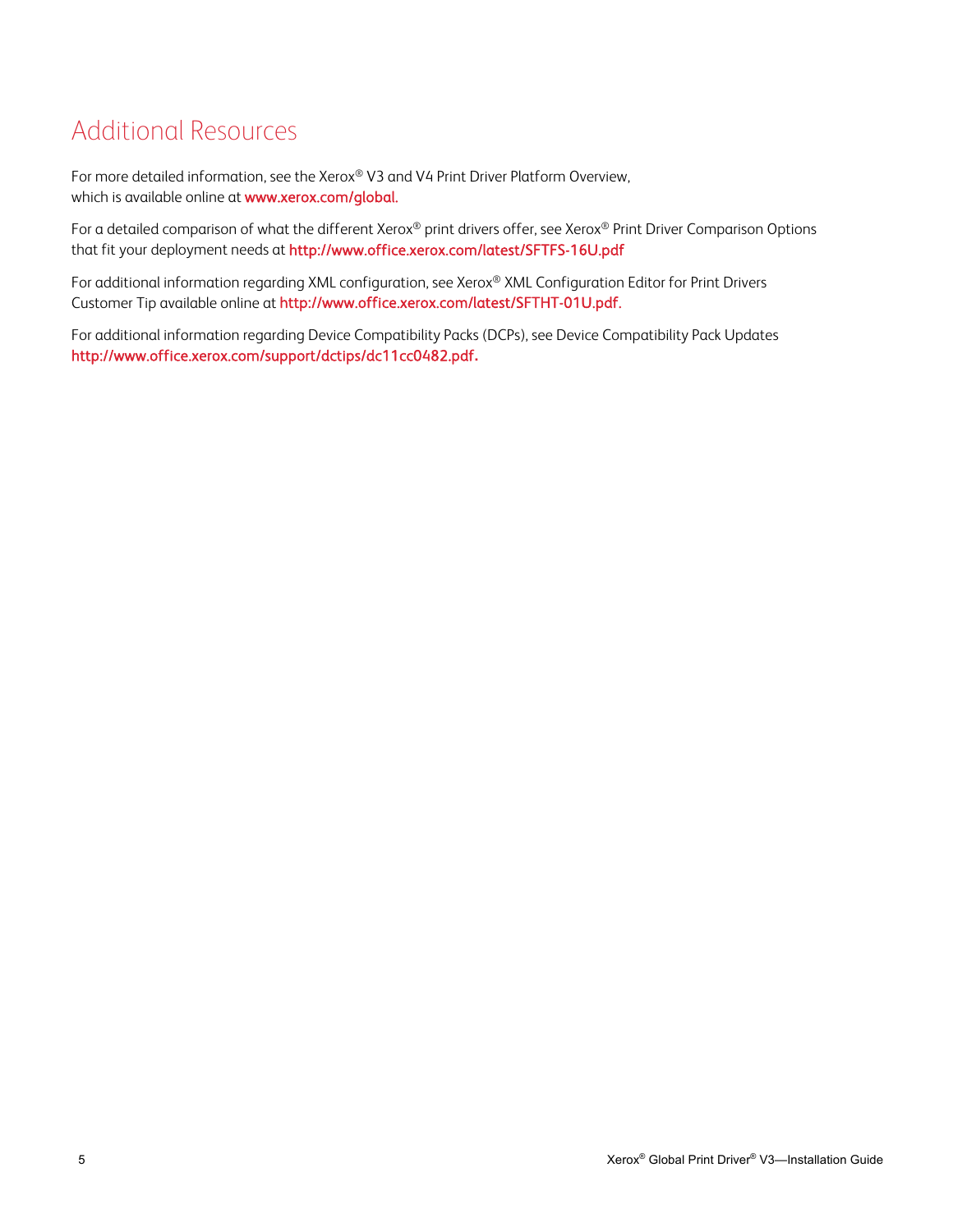# Additional Resources

For more detailed information, see the Xerox® V3 and V4 Print Driver Platform Overview, which is available online at www.xerox.com/global.

For a detailed comparison of what the different Xerox® print drivers offer, see Xerox® Print Driver Comparison Options that fit your deployment needs at http://www.office.xerox.com/latest/SFTFS-16U.pdf

For additional information regarding XML configuration, see Xerox® XML Configuration Editor for Print Drivers Customer Tip available online at http://www.office.xerox.com/latest/SFTHT-01U.pdf.

For additional information regarding Device Compatibility Packs (DCPs), see Device Compatibility Pack Updates http://www.office.xerox.com/support/dctips/dc11cc0482.pdf.